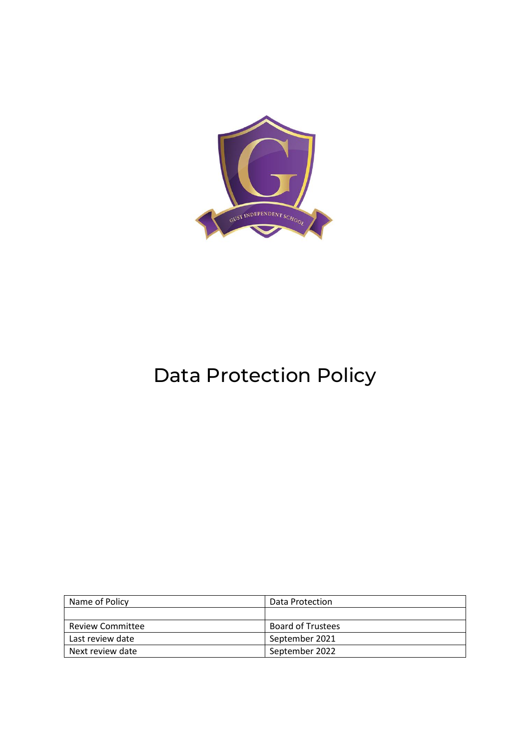# Data Protection Policy

| Name of Policy | Data Protection |
| --- | --- |
| | |
| Review Committee | Board of Trustees |
| Last review date | September 2021 |
| Next review date | September 2022 |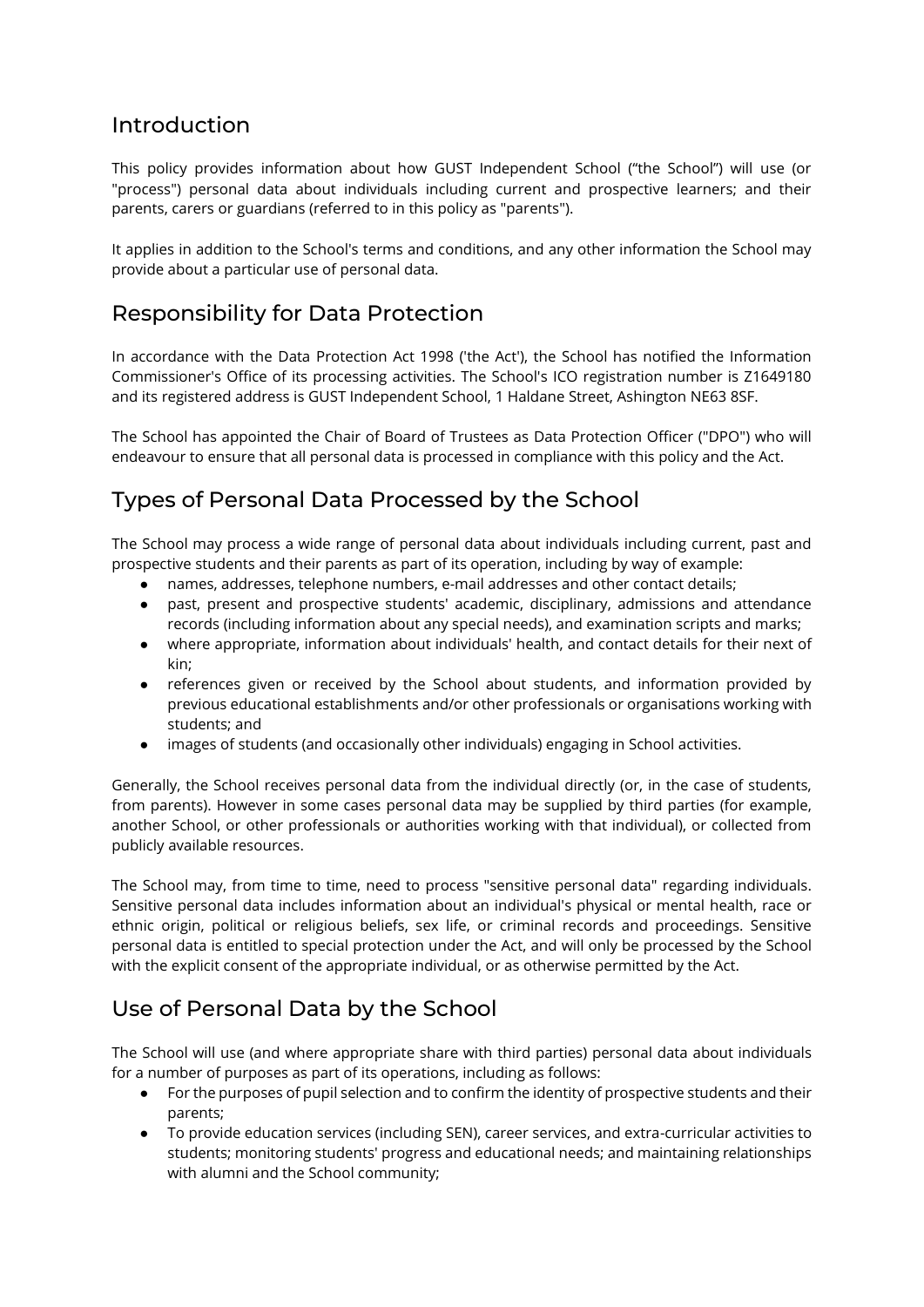## Introduction

This policy provides information about how GUST Independent School ("the School") will use (or "process") personal data about individuals including current and prospective learners; and their parents, carers or guardians (referred to in this policy as "parents").

It applies in addition to the School's terms and conditions, and any other information the School may provide about a particular use of personal data.

## Responsibility for Data Protection

In accordance with the Data Protection Act 1998 ('the Act'), the School has notified the Information Commissioner's Office of its processing activities. The School's ICO registration number is Z1649180 and its registered address is GUST Independent School, 1 Haldane Street, Ashington NE63 8SF.

The School has appointed the Chair of Board of Trustees as Data Protection Officer ("DPO") who will endeavour to ensure that all personal data is processed in compliance with this policy and the Act.

## Types of Personal Data Processed by the School

The School may process a wide range of personal data about individuals including current, past and prospective students and their parents as part of its operation, including by way of example:

- names, addresses, telephone numbers, e-mail addresses and other contact details;
- past, present and prospective students' academic, disciplinary, admissions and attendance records (including information about any special needs), and examination scripts and marks;
- where appropriate, information about individuals' health, and contact details for their next of kin;
- references given or received by the School about students, and information provided by previous educational establishments and/or other professionals or organisations working with students; and
- images of students (and occasionally other individuals) engaging in School activities.

Generally, the School receives personal data from the individual directly (or, in the case of students, from parents). However in some cases personal data may be supplied by third parties (for example, another School, or other professionals or authorities working with that individual), or collected from publicly available resources.

The School may, from time to time, need to process "sensitive personal data" regarding individuals. Sensitive personal data includes information about an individual's physical or mental health, race or ethnic origin, political or religious beliefs, sex life, or criminal records and proceedings. Sensitive personal data is entitled to special protection under the Act, and will only be processed by the School with the explicit consent of the appropriate individual, or as otherwise permitted by the Act.

## Use of Personal Data by the School

The School will use (and where appropriate share with third parties) personal data about individuals for a number of purposes as part of its operations, including as follows:

- For the purposes of pupil selection and to confirm the identity of prospective students and their parents;
- To provide education services (including SEN), career services, and extra-curricular activities to students; monitoring students' progress and educational needs; and maintaining relationships with alumni and the School community;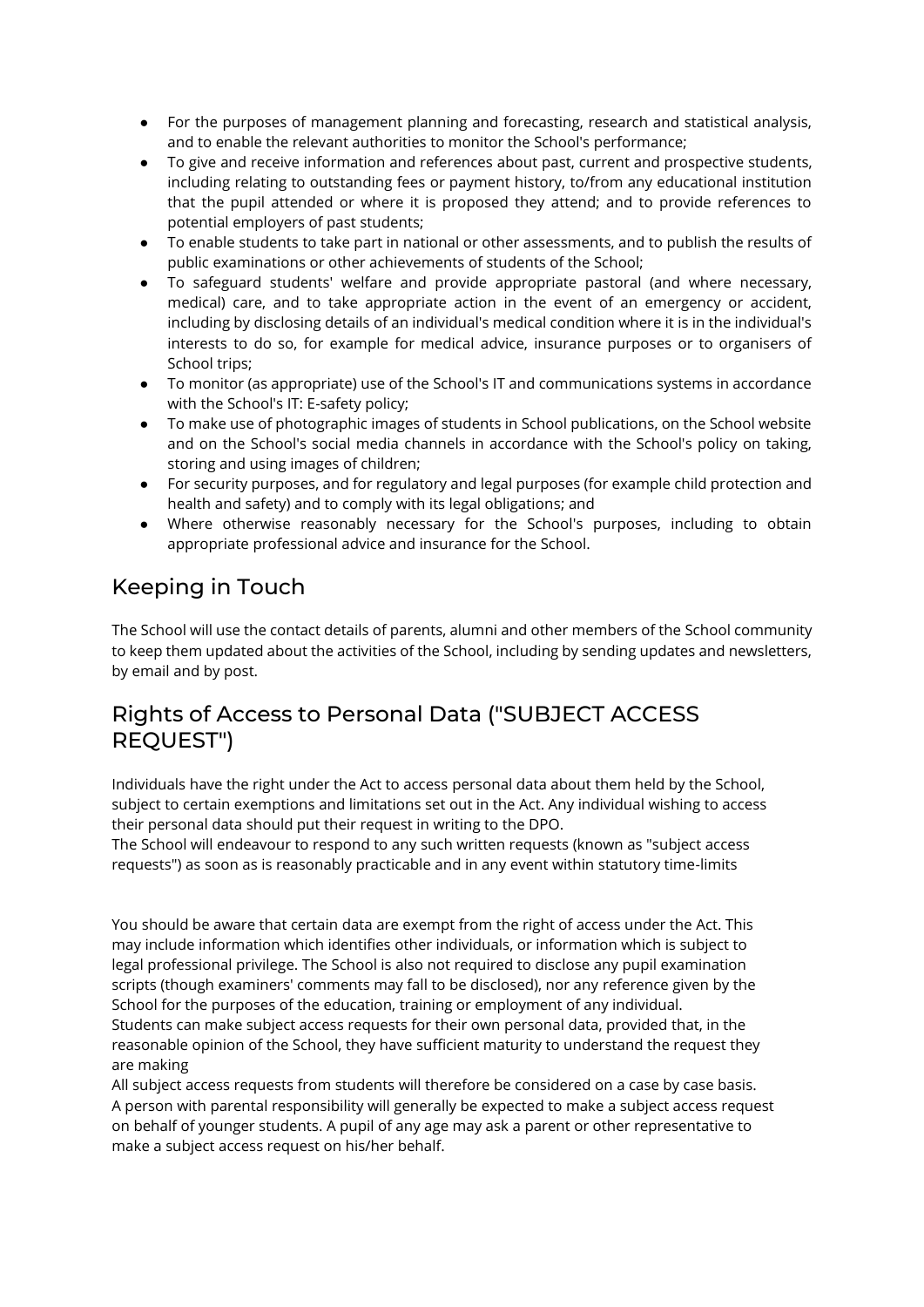- For the purposes of management planning and forecasting, research and statistical analysis, and to enable the relevant authorities to monitor the School's performance;
- To give and receive information and references about past, current and prospective students, including relating to outstanding fees or payment history, to/from any educational institution that the pupil attended or where it is proposed they attend; and to provide references to potential employers of past students;
- To enable students to take part in national or other assessments, and to publish the results of public examinations or other achievements of students of the School;
- To safeguard students' welfare and provide appropriate pastoral (and where necessary, medical) care, and to take appropriate action in the event of an emergency or accident, including by disclosing details of an individual's medical condition where it is in the individual's interests to do so, for example for medical advice, insurance purposes or to organisers of School trips;
- To monitor (as appropriate) use of the School's IT and communications systems in accordance with the School's IT: E-safety policy;
- To make use of photographic images of students in School publications, on the School website and on the School's social media channels in accordance with the School's policy on taking, storing and using images of children;
- For security purposes, and for regulatory and legal purposes (for example child protection and health and safety) and to comply with its legal obligations; and
- Where otherwise reasonably necessary for the School's purposes, including to obtain appropriate professional advice and insurance for the School.

## Keeping in Touch

The School will use the contact details of parents, alumni and other members of the School community to keep them updated about the activities of the School, including by sending updates and newsletters, by email and by post.

## Rights of Access to Personal Data ("SUBJECT ACCESS REQUEST")

Individuals have the right under the Act to access personal data about them held by the School, subject to certain exemptions and limitations set out in the Act. Any individual wishing to access their personal data should put their request in writing to the DPO.
The School will endeavour to respond to any such written requests (known as "subject access requests") as soon as is reasonably practicable and in any event within statutory time-limits

You should be aware that certain data are exempt from the right of access under the Act. This may include information which identifies other individuals, or information which is subject to legal professional privilege. The School is also not required to disclose any pupil examination scripts (though examiners' comments may fall to be disclosed), nor any reference given by the School for the purposes of the education, training or employment of any individual.
Students can make subject access requests for their own personal data, provided that, in the reasonable opinion of the School, they have sufficient maturity to understand the request they are making
All subject access requests from students will therefore be considered on a case by case basis. A person with parental responsibility will generally be expected to make a subject access request on behalf of younger students. A pupil of any age may ask a parent or other representative to make a subject access request on his/her behalf.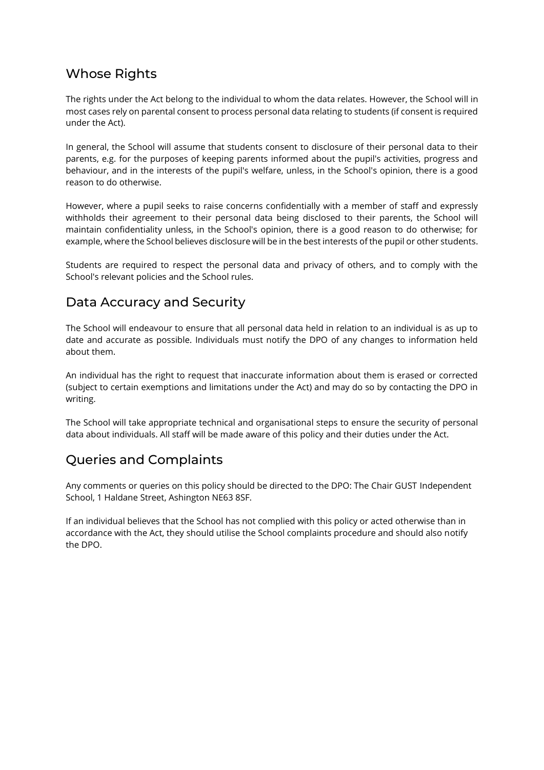## Whose Rights

The rights under the Act belong to the individual to whom the data relates. However, the School will in most cases rely on parental consent to process personal data relating to students (if consent is required under the Act).

In general, the School will assume that students consent to disclosure of their personal data to their parents, e.g. for the purposes of keeping parents informed about the pupil's activities, progress and behaviour, and in the interests of the pupil's welfare, unless, in the School's opinion, there is a good reason to do otherwise.

However, where a pupil seeks to raise concerns confidentially with a member of staff and expressly withholds their agreement to their personal data being disclosed to their parents, the School will maintain confidentiality unless, in the School's opinion, there is a good reason to do otherwise; for example, where the School believes disclosure will be in the best interests of the pupil or other students.

Students are required to respect the personal data and privacy of others, and to comply with the School's relevant policies and the School rules.

## Data Accuracy and Security

The School will endeavour to ensure that all personal data held in relation to an individual is as up to date and accurate as possible. Individuals must notify the DPO of any changes to information held about them.

An individual has the right to request that inaccurate information about them is erased or corrected (subject to certain exemptions and limitations under the Act) and may do so by contacting the DPO in writing.

The School will take appropriate technical and organisational steps to ensure the security of personal data about individuals. All staff will be made aware of this policy and their duties under the Act.

## Queries and Complaints

Any comments or queries on this policy should be directed to the DPO: The Chair GUST Independent School, 1 Haldane Street, Ashington NE63 8SF.

If an individual believes that the School has not complied with this policy or acted otherwise than in accordance with the Act, they should utilise the School complaints procedure and should also notify the DPO.